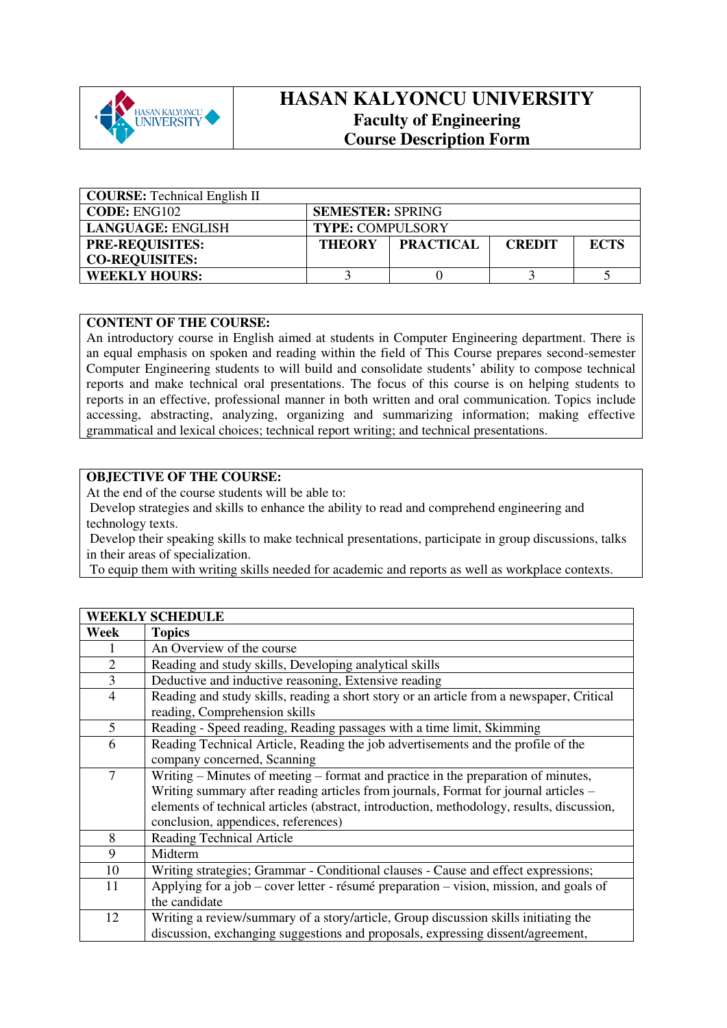# HASAN KALYONCU UNIVERSITY
## Faculty of Engineering
## Course Description Form

| **COURSE:** Technical English II | | | | |
|---|---|---|---|---|
| **CODE:** ENG102 | **SEMESTER:** SPRING | | | |
| **LANGUAGE:** ENGLISH | **TYPE:** COMPULSORY | | | |
| **PRE-REQUISITES:** **CO-REQUISITES:** | **THEORY** | **PRACTICAL** | **CREDIT** | **ECTS** |
| **WEEKLY HOURS:** | 3 | 0 | 3 | 5 |

**CONTENT OF THE COURSE:**
An introductory course in English aimed at students in Computer Engineering department. There is an equal emphasis on spoken and reading within the field of This Course prepares second-semester Computer Engineering students to will build and consolidate students' ability to compose technical reports and make technical oral presentations. The focus of this course is on helping students to reports in an effective, professional manner in both written and oral communication. Topics include accessing, abstracting, analyzing, organizing and summarizing information; making effective grammatical and lexical choices; technical report writing; and technical presentations.

**OBJECTIVE OF THE COURSE:**
At the end of the course students will be able to:
Develop strategies and skills to enhance the ability to read and comprehend engineering and technology texts.
Develop their speaking skills to make technical presentations, participate in group discussions, talks in their areas of specialization.
To equip them with writing skills needed for academic and reports as well as workplace contexts.

| **WEEKLY SCHEDULE** | |
|---|---|
| **Week** | **Topics** |
| 1 | An Overview of the course |
| 2 | Reading and study skills, Developing analytical skills |
| 3 | Deductive and inductive reasoning, Extensive reading |
| 4 | Reading and study skills, reading a short story or an article from a newspaper, Critical reading, Comprehension skills |
| 5 | Reading - Speed reading, Reading passages with a time limit, Skimming |
| 6 | Reading Technical Article, Reading the job advertisements and the profile of the company concerned, Scanning |
| 7 | Writing – Minutes of meeting – format and practice in the preparation of minutes, Writing summary after reading articles from journals, Format for journal articles – elements of technical articles (abstract, introduction, methodology, results, discussion, conclusion, appendices, references) |
| 8 | Reading Technical Article |
| 9 | Midterm |
| 10 | Writing strategies; Grammar - Conditional clauses - Cause and effect expressions; |
| 11 | Applying for a job – cover letter - résumé preparation – vision, mission, and goals of the candidate |
| 12 | Writing a review/summary of a story/article, Group discussion skills initiating the discussion, exchanging suggestions and proposals, expressing dissent/agreement, |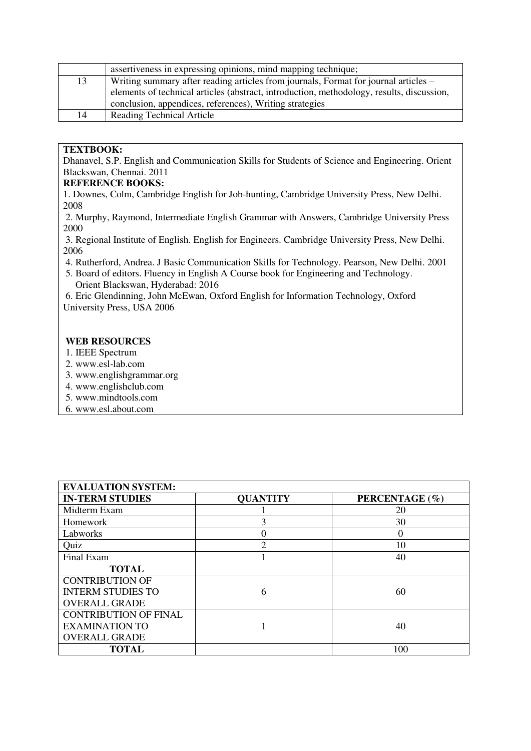|  |  |
| --- | --- |
|  | assertiveness in expressing opinions, mind mapping technique; |
| 13 | Writing summary after reading articles from journals, Format for journal articles – elements of technical articles (abstract, introduction, methodology, results, discussion, conclusion, appendices, references), Writing strategies |
| 14 | Reading Technical Article |

**TEXTBOOK:**

Dhanavel, S.P. English and Communication Skills for Students of Science and Engineering. Orient Blackswan, Chennai. 2011

**REFERENCE BOOKS:**

1. Downes, Colm, Cambridge English for Job-hunting, Cambridge University Press, New Delhi. 2008
2. Murphy, Raymond, Intermediate English Grammar with Answers, Cambridge University Press 2000
3. Regional Institute of English. English for Engineers. Cambridge University Press, New Delhi. 2006
4. Rutherford, Andrea. J Basic Communication Skills for Technology. Pearson, New Delhi. 2001
5. Board of editors. Fluency in English A Course book for Engineering and Technology. Orient Blackswan, Hyderabad: 2016
6. Eric Glendinning, John McEwan, Oxford English for Information Technology, Oxford University Press, USA 2006

**WEB RESOURCES**

1. IEEE Spectrum
2. www.esl-lab.com
3. www.englishgrammar.org
4. www.englishclub.com
5. www.mindtools.com
6. www.esl.about.com

| **EVALUATION SYSTEM:** | | |
| --- | --- | --- |
| **IN-TERM STUDIES** | **QUANTITY** | **PERCENTAGE (%)** |
| Midterm Exam | 1 | 20 |
| Homework | 3 | 30 |
| Labworks | 0 | 0 |
| Quiz | 2 | 10 |
| Final Exam | 1 | 40 |
| **TOTAL** | | |
| CONTRIBUTION OF INTERM STUDIES TO OVERALL GRADE | 6 | 60 |
| CONTRIBUTION OF FINAL EXAMINATION TO OVERALL GRADE | 1 | 40 |
| **TOTAL** | | 100 |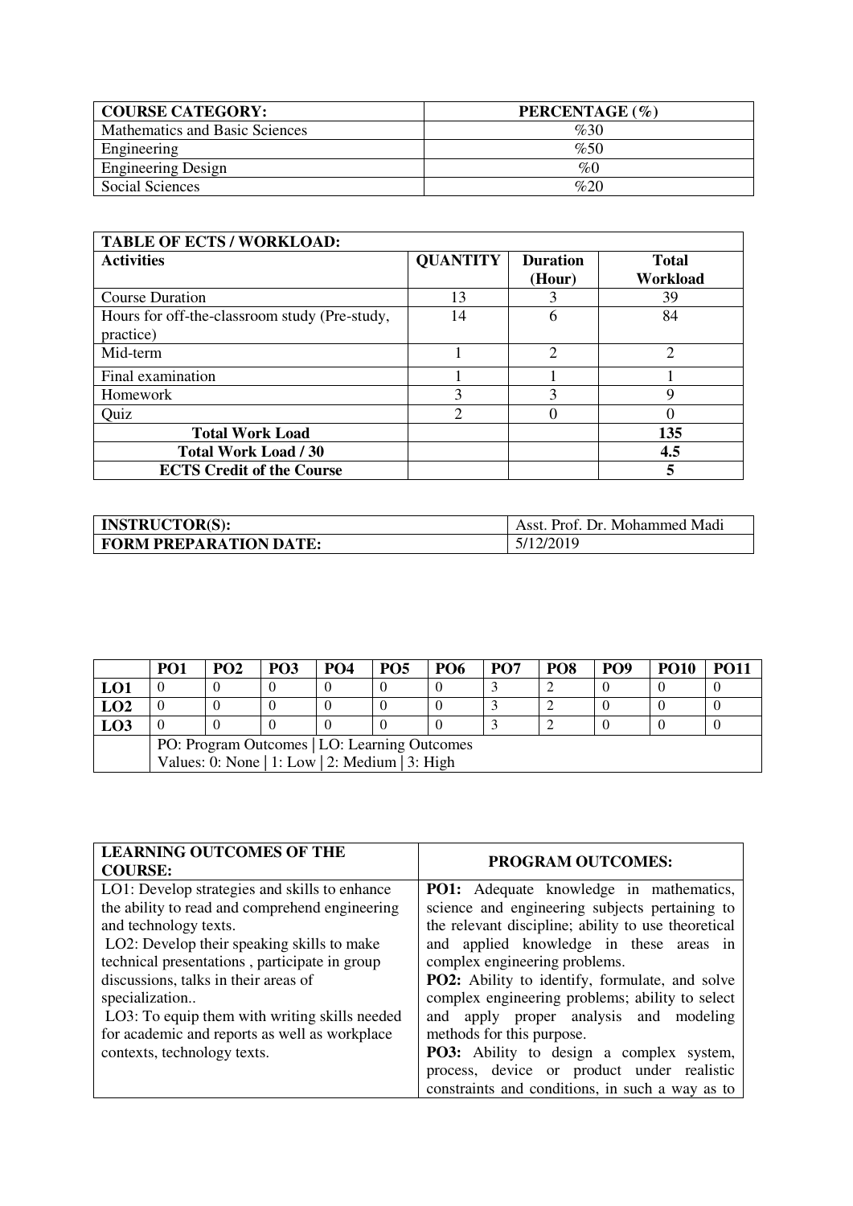| COURSE CATEGORY: | PERCENTAGE (%) |
|---|---|
| Mathematics and Basic Sciences | %30 |
| Engineering | %50 |
| Engineering Design | %0 |
| Social Sciences | %20 |

| TABLE OF ECTS / WORKLOAD: | | | |
|---|---|---|---|
| **Activities** | **QUANTITY** | **Duration (Hour)** | **Total Workload** |
| Course Duration | 13 | 3 | 39 |
| Hours for off-the-classroom study (Pre-study, practice) | 14 | 6 | 84 |
| Mid-term | 1 | 2 | 2 |
| Final examination | 1 | 1 | 1 |
| Homework | 3 | 3 | 9 |
| Quiz | 2 | 0 | 0 |
| **Total Work Load** | | | **135** |
| **Total Work Load / 30** | | | **4.5** |
| **ECTS Credit of the Course** | | | **5** |

| INSTRUCTOR(S): | Asst. Prof. Dr. Mohammed Madi |
|---|---|
| **FORM PREPARATION DATE:** | 5/12/2019 |

| | PO1 | PO2 | PO3 | PO4 | PO5 | PO6 | PO7 | PO8 | PO9 | PO10 | PO11 |
|---|---|---|---|---|---|---|---|---|---|---|---|
| **LO1** | 0 | 0 | 0 | 0 | 0 | 0 | 3 | 2 | 0 | 0 | 0 |
| **LO2** | 0 | 0 | 0 | 0 | 0 | 0 | 3 | 2 | 0 | 0 | 0 |
| **LO3** | 0 | 0 | 0 | 0 | 0 | 0 | 3 | 2 | 0 | 0 | 0 |
| | PO: Program Outcomes \| LO: Learning Outcomes<br>Values: 0: None \| 1: Low \| 2: Medium \| 3: High | | | | | | | | | | |

| LEARNING OUTCOMES OF THE COURSE: | PROGRAM OUTCOMES: |
|---|---|
| LO1: Develop strategies and skills to enhance the ability to read and comprehend engineering and technology texts.<br>LO2: Develop their speaking skills to make technical presentations , participate in group discussions, talks in their areas of specialization..<br>LO3: To equip them with writing skills needed for academic and reports as well as workplace contexts, technology texts. | **PO1:** Adequate knowledge in mathematics, science and engineering subjects pertaining to the relevant discipline; ability to use theoretical and applied knowledge in these areas in complex engineering problems.<br>**PO2:** Ability to identify, formulate, and solve complex engineering problems; ability to select and apply proper analysis and modeling methods for this purpose.<br>**PO3:** Ability to design a complex system, process, device or product under realistic constraints and conditions, in such a way as to |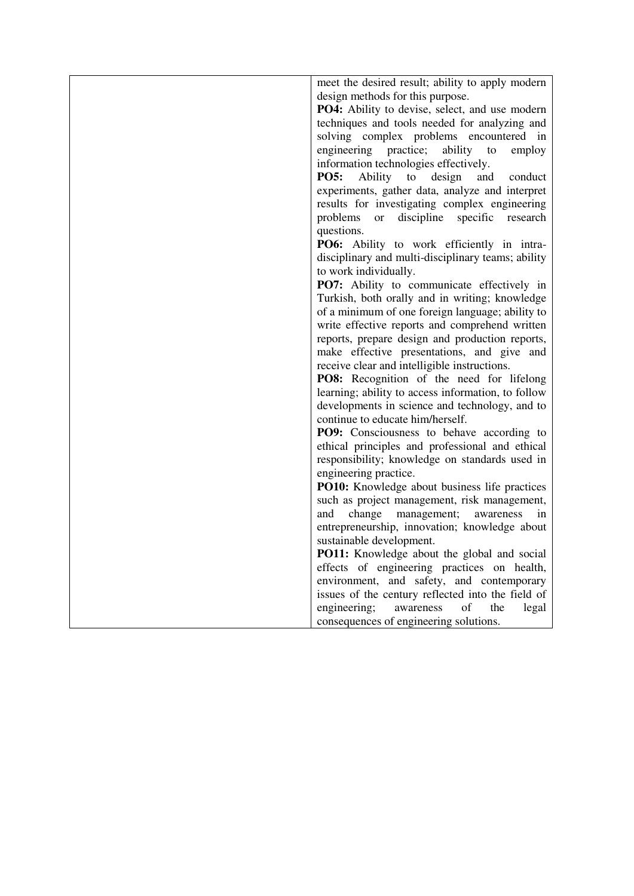| | |
|---|---|
| | meet the desired result; ability to apply modern design methods for this purpose.<br>**PO4:** Ability to devise, select, and use modern techniques and tools needed for analyzing and solving complex problems encountered in engineering practice; ability to employ information technologies effectively.<br>**PO5:** Ability to design and conduct experiments, gather data, analyze and interpret results for investigating complex engineering problems or discipline specific research questions.<br>**PO6:** Ability to work efficiently in intra-disciplinary and multi-disciplinary teams; ability to work individually.<br>**PO7:** Ability to communicate effectively in Turkish, both orally and in writing; knowledge of a minimum of one foreign language; ability to write effective reports and comprehend written reports, prepare design and production reports, make effective presentations, and give and receive clear and intelligible instructions.<br>**PO8:** Recognition of the need for lifelong learning; ability to access information, to follow developments in science and technology, and to continue to educate him/herself.<br>**PO9:** Consciousness to behave according to ethical principles and professional and ethical responsibility; knowledge on standards used in engineering practice.<br>**PO10:** Knowledge about business life practices such as project management, risk management, and change management; awareness in entrepreneurship, innovation; knowledge about sustainable development.<br>**PO11:** Knowledge about the global and social effects of engineering practices on health, environment, and safety, and contemporary issues of the century reflected into the field of engineering; awareness of the legal consequences of engineering solutions. |